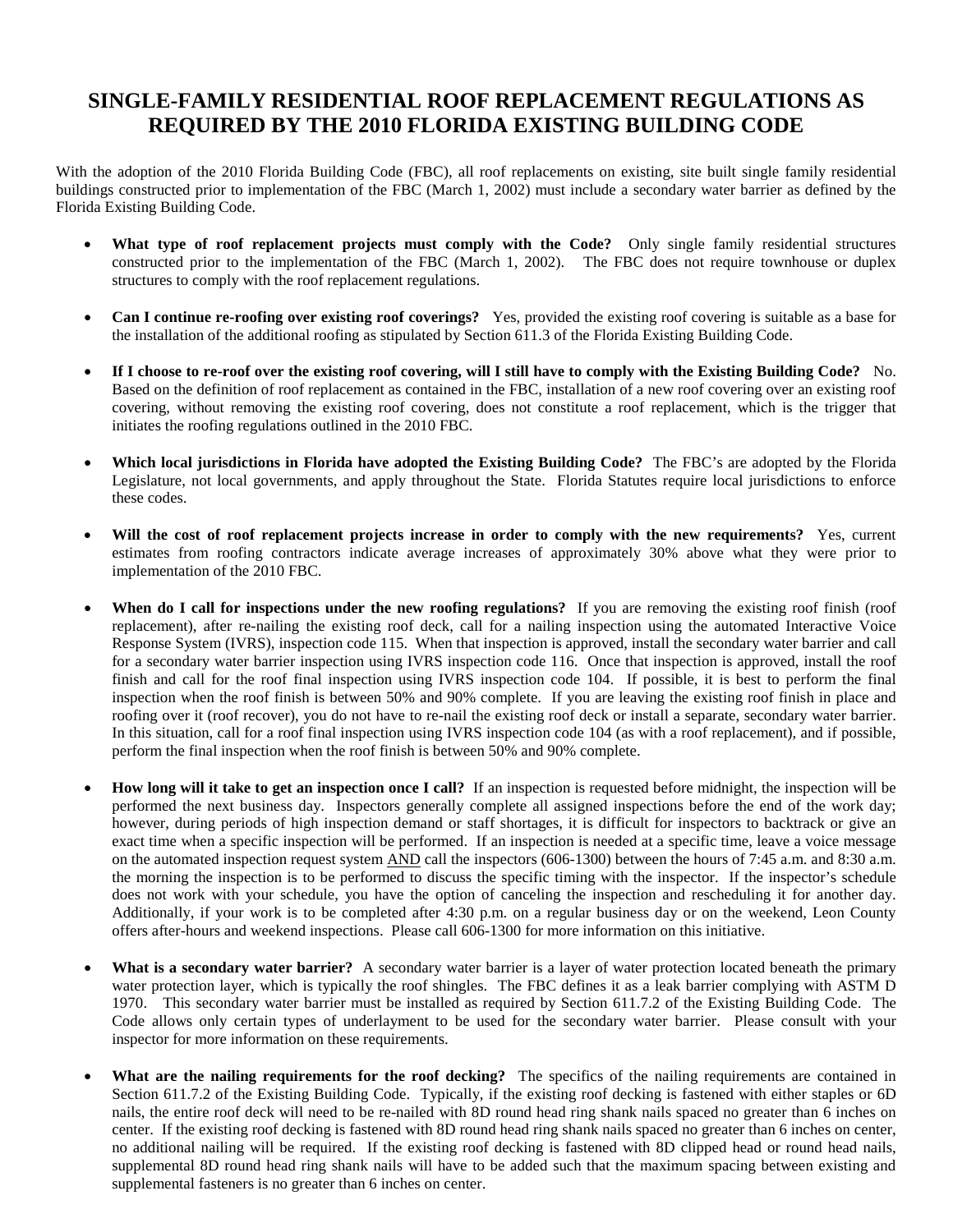# SINGLE-FAMILY RESIDENTIAL ROOF REPLACEMENT REGULATIONS AS REQUIRED BY THE 2010 FLORIDA EXISTING BUILDING CODE

With the adoption of the 2010 Florida Building Code (FBC), all roof replacements on existing, site built single family residential buildings constructed prior to implementation of the FBC (March 1, 2002) must include a secondary water barrier as defined by the Florida Existing Building Code.

- **What type of roof replacement projects must comply with the Code?** Only single family residential structures constructed prior to the implementation of the FBC (March 1, 2002). The FBC does not require townhouse or duplex structures to comply with the roof replacement regulations.

- **Can I continue re-roofing over existing roof coverings?** Yes, provided the existing roof covering is suitable as a base for the installation of the additional roofing as stipulated by Section 611.3 of the Florida Existing Building Code.

- **If I choose to re-roof over the existing roof covering, will I still have to comply with the Existing Building Code?** No. Based on the definition of roof replacement as contained in the FBC, installation of a new roof covering over an existing roof covering, without removing the existing roof covering, does not constitute a roof replacement, which is the trigger that initiates the roofing regulations outlined in the 2010 FBC.

- **Which local jurisdictions in Florida have adopted the Existing Building Code?** The FBC's are adopted by the Florida Legislature, not local governments, and apply throughout the State. Florida Statutes require local jurisdictions to enforce these codes.

- **Will the cost of roof replacement projects increase in order to comply with the new requirements?** Yes, current estimates from roofing contractors indicate average increases of approximately 30% above what they were prior to implementation of the 2010 FBC.

- **When do I call for inspections under the new roofing regulations?** If you are removing the existing roof finish (roof replacement), after re-nailing the existing roof deck, call for a nailing inspection using the automated Interactive Voice Response System (IVRS), inspection code 115. When that inspection is approved, install the secondary water barrier and call for a secondary water barrier inspection using IVRS inspection code 116. Once that inspection is approved, install the roof finish and call for the roof final inspection using IVRS inspection code 104. If possible, it is best to perform the final inspection when the roof finish is between 50% and 90% complete. If you are leaving the existing roof finish in place and roofing over it (roof recover), you do not have to re-nail the existing roof deck or install a separate, secondary water barrier. In this situation, call for a roof final inspection using IVRS inspection code 104 (as with a roof replacement), and if possible, perform the final inspection when the roof finish is between 50% and 90% complete.

- **How long will it take to get an inspection once I call?** If an inspection is requested before midnight, the inspection will be performed the next business day. Inspectors generally complete all assigned inspections before the end of the work day; however, during periods of high inspection demand or staff shortages, it is difficult for inspectors to backtrack or give an exact time when a specific inspection will be performed. If an inspection is needed at a specific time, leave a voice message on the automated inspection request system AND call the inspectors (606-1300) between the hours of 7:45 a.m. and 8:30 a.m. the morning the inspection is to be performed to discuss the specific timing with the inspector. If the inspector's schedule does not work with your schedule, you have the option of canceling the inspection and rescheduling it for another day. Additionally, if your work is to be completed after 4:30 p.m. on a regular business day or on the weekend, Leon County offers after-hours and weekend inspections. Please call 606-1300 for more information on this initiative.

- **What is a secondary water barrier?** A secondary water barrier is a layer of water protection located beneath the primary water protection layer, which is typically the roof shingles. The FBC defines it as a leak barrier complying with ASTM D 1970. This secondary water barrier must be installed as required by Section 611.7.2 of the Existing Building Code. The Code allows only certain types of underlayment to be used for the secondary water barrier. Please consult with your inspector for more information on these requirements.

- **What are the nailing requirements for the roof decking?** The specifics of the nailing requirements are contained in Section 611.7.2 of the Existing Building Code. Typically, if the existing roof decking is fastened with either staples or 6D nails, the entire roof deck will need to be re-nailed with 8D round head ring shank nails spaced no greater than 6 inches on center. If the existing roof decking is fastened with 8D round head ring shank nails spaced no greater than 6 inches on center, no additional nailing will be required. If the existing roof decking is fastened with 8D clipped head or round head nails, supplemental 8D round head ring shank nails will have to be added such that the maximum spacing between existing and supplemental fasteners is no greater than 6 inches on center.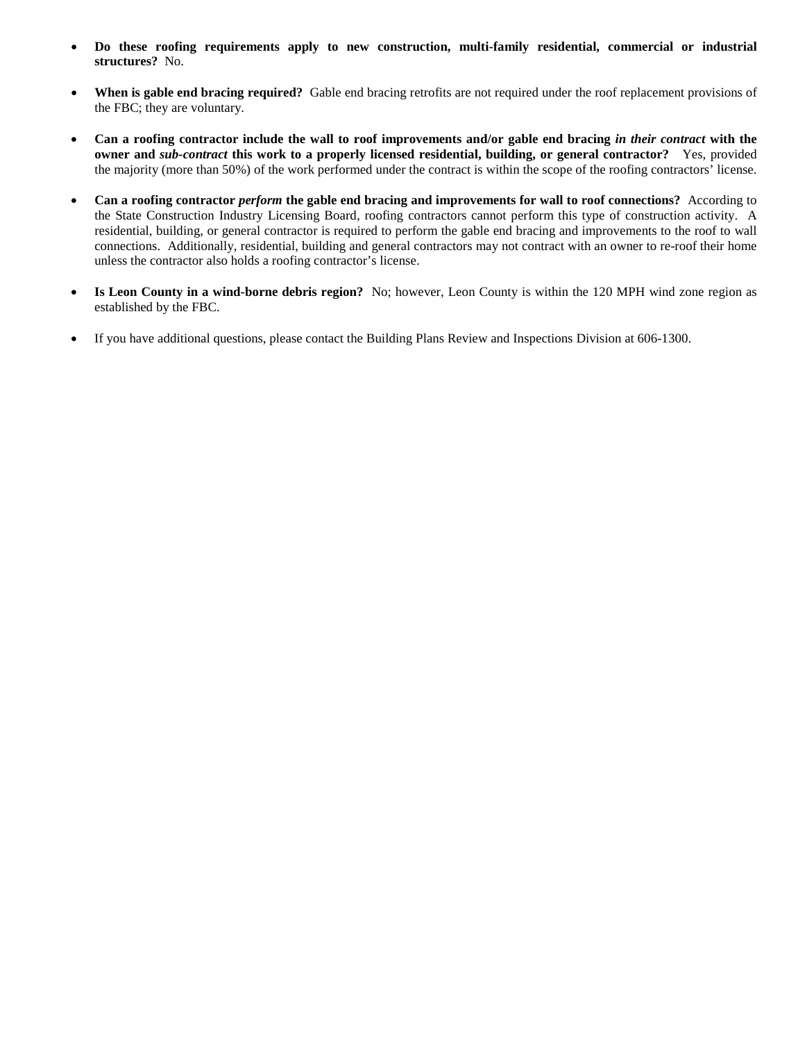- **Do these roofing requirements apply to new construction, multi-family residential, commercial or industrial structures?** No.

- **When is gable end bracing required?** Gable end bracing retrofits are not required under the roof replacement provisions of the FBC; they are voluntary.

- **Can a roofing contractor include the wall to roof improvements and/or gable end bracing *in their contract* with the owner and *sub-contract* this work to a properly licensed residential, building, or general contractor?** Yes, provided the majority (more than 50%) of the work performed under the contract is within the scope of the roofing contractors' license.

- **Can a roofing contractor *perform* the gable end bracing and improvements for wall to roof connections?** According to the State Construction Industry Licensing Board, roofing contractors cannot perform this type of construction activity. A residential, building, or general contractor is required to perform the gable end bracing and improvements to the roof to wall connections. Additionally, residential, building and general contractors may not contract with an owner to re-roof their home unless the contractor also holds a roofing contractor's license.

- **Is Leon County in a wind-borne debris region?** No; however, Leon County is within the 120 MPH wind zone region as established by the FBC.

- If you have additional questions, please contact the Building Plans Review and Inspections Division at 606-1300.